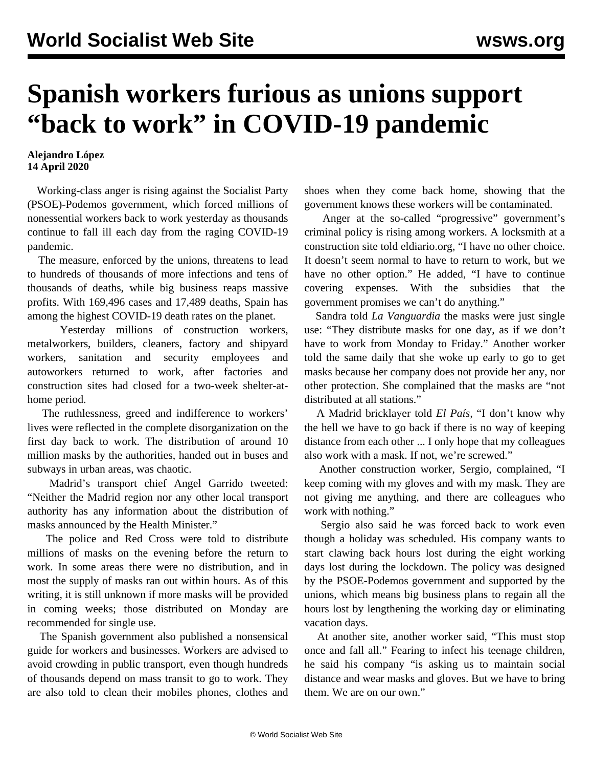# Spanish workers furious as unions support "back to work" in COVID-19 pandemic

**Alejandro López**
**14 April 2020**

Working-class anger is rising against the Socialist Party (PSOE)-Podemos government, which forced millions of nonessential workers back to work yesterday as thousands continue to fall ill each day from the raging COVID-19 pandemic.

The measure, enforced by the unions, threatens to lead to hundreds of thousands of more infections and tens of thousands of deaths, while big business reaps massive profits. With 169,496 cases and 17,489 deaths, Spain has among the highest COVID-19 death rates on the planet.

Yesterday millions of construction workers, metalworkers, builders, cleaners, factory and shipyard workers, sanitation and security employees and autoworkers returned to work, after factories and construction sites had closed for a two-week shelter-at-home period.

The ruthlessness, greed and indifference to workers' lives were reflected in the complete disorganization on the first day back to work. The distribution of around 10 million masks by the authorities, handed out in buses and subways in urban areas, was chaotic.

Madrid's transport chief Angel Garrido tweeted: "Neither the Madrid region nor any other local transport authority has any information about the distribution of masks announced by the Health Minister."

The police and Red Cross were told to distribute millions of masks on the evening before the return to work. In some areas there were no distribution, and in most the supply of masks ran out within hours. As of this writing, it is still unknown if more masks will be provided in coming weeks; those distributed on Monday are recommended for single use.

The Spanish government also published a nonsensical guide for workers and businesses. Workers are advised to avoid crowding in public transport, even though hundreds of thousands depend on mass transit to go to work. They are also told to clean their mobiles phones, clothes and shoes when they come back home, showing that the government knows these workers will be contaminated.

Anger at the so-called "progressive" government's criminal policy is rising among workers. A locksmith at a construction site told eldiario.org, "I have no other choice. It doesn't seem normal to have to return to work, but we have no other option." He added, "I have to continue covering expenses. With the subsidies that the government promises we can't do anything."

Sandra told *La Vanguardia* the masks were just single use: "They distribute masks for one day, as if we don't have to work from Monday to Friday." Another worker told the same daily that she woke up early to go to get masks because her company does not provide her any, nor other protection. She complained that the masks are "not distributed at all stations."

A Madrid bricklayer told *El País*, "I don't know why the hell we have to go back if there is no way of keeping distance from each other ... I only hope that my colleagues also work with a mask. If not, we're screwed."

Another construction worker, Sergio, complained, "I keep coming with my gloves and with my mask. They are not giving me anything, and there are colleagues who work with nothing."

Sergio also said he was forced back to work even though a holiday was scheduled. His company wants to start clawing back hours lost during the eight working days lost during the lockdown. The policy was designed by the PSOE-Podemos government and supported by the unions, which means big business plans to regain all the hours lost by lengthening the working day or eliminating vacation days.

At another site, another worker said, "This must stop once and fall all." Fearing to infect his teenage children, he said his company "is asking us to maintain social distance and wear masks and gloves. But we have to bring them. We are on our own."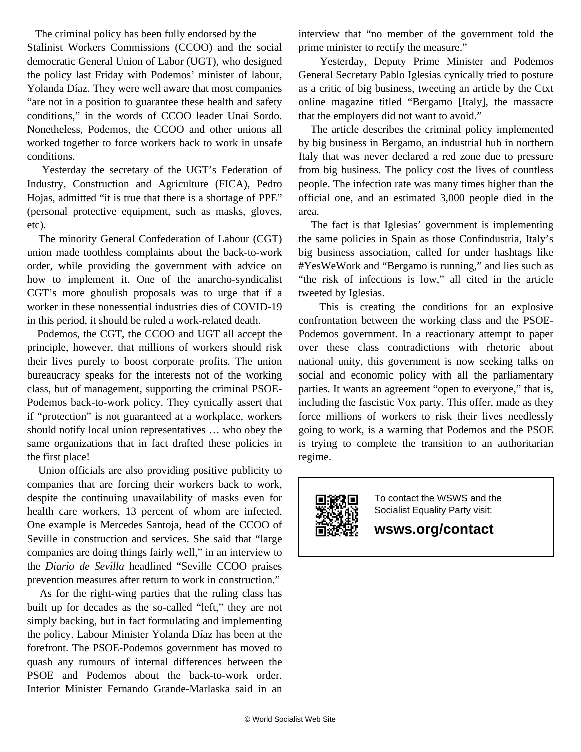The criminal policy has been fully endorsed by the Stalinist Workers Commissions (CCOO) and the social democratic General Union of Labor (UGT), who designed the policy last Friday with Podemos' minister of labour, Yolanda Díaz. They were well aware that most companies "are not in a position to guarantee these health and safety conditions," in the words of CCOO leader Unai Sordo. Nonetheless, Podemos, the CCOO and other unions all worked together to force workers back to work in unsafe conditions.

Yesterday the secretary of the UGT's Federation of Industry, Construction and Agriculture (FICA), Pedro Hojas, admitted "it is true that there is a shortage of PPE" (personal protective equipment, such as masks, gloves, etc).

The minority General Confederation of Labour (CGT) union made toothless complaints about the back-to-work order, while providing the government with advice on how to implement it. One of the anarcho-syndicalist CGT's more ghoulish proposals was to urge that if a worker in these nonessential industries dies of COVID-19 in this period, it should be ruled a work-related death.

Podemos, the CGT, the CCOO and UGT all accept the principle, however, that millions of workers should risk their lives purely to boost corporate profits. The union bureaucracy speaks for the interests not of the working class, but of management, supporting the criminal PSOE-Podemos back-to-work policy. They cynically assert that if "protection" is not guaranteed at a workplace, workers should notify local union representatives … who obey the same organizations that in fact drafted these policies in the first place!

Union officials are also providing positive publicity to companies that are forcing their workers back to work, despite the continuing unavailability of masks even for health care workers, 13 percent of whom are infected. One example is Mercedes Santoja, head of the CCOO of Seville in construction and services. She said that "large companies are doing things fairly well," in an interview to the *Diario de Sevilla* headlined "Seville CCOO praises prevention measures after return to work in construction."

As for the right-wing parties that the ruling class has built up for decades as the so-called "left," they are not simply backing, but in fact formulating and implementing the policy. Labour Minister Yolanda Díaz has been at the forefront. The PSOE-Podemos government has moved to quash any rumours of internal differences between the PSOE and Podemos about the back-to-work order. Interior Minister Fernando Grande-Marlaska said in an interview that "no member of the government told the prime minister to rectify the measure."

Yesterday, Deputy Prime Minister and Podemos General Secretary Pablo Iglesias cynically tried to posture as a critic of big business, tweeting an article by the Ctxt online magazine titled "Bergamo [Italy], the massacre that the employers did not want to avoid."

The article describes the criminal policy implemented by big business in Bergamo, an industrial hub in northern Italy that was never declared a red zone due to pressure from big business. The policy cost the lives of countless people. The infection rate was many times higher than the official one, and an estimated 3,000 people died in the area.

The fact is that Iglesias' government is implementing the same policies in Spain as those Confindustria, Italy's big business association, called for under hashtags like #YesWeWork and "Bergamo is running," and lies such as "the risk of infections is low," all cited in the article tweeted by Iglesias.

This is creating the conditions for an explosive confrontation between the working class and the PSOE-Podemos government. In a reactionary attempt to paper over these class contradictions with rhetoric about national unity, this government is now seeking talks on social and economic policy with all the parliamentary parties. It wants an agreement "open to everyone," that is, including the fascistic Vox party. This offer, made as they force millions of workers to risk their lives needlessly going to work, is a warning that Podemos and the PSOE is trying to complete the transition to an authoritarian regime.

To contact the WSWS and the Socialist Equality Party visit:

**wsws.org/contact**